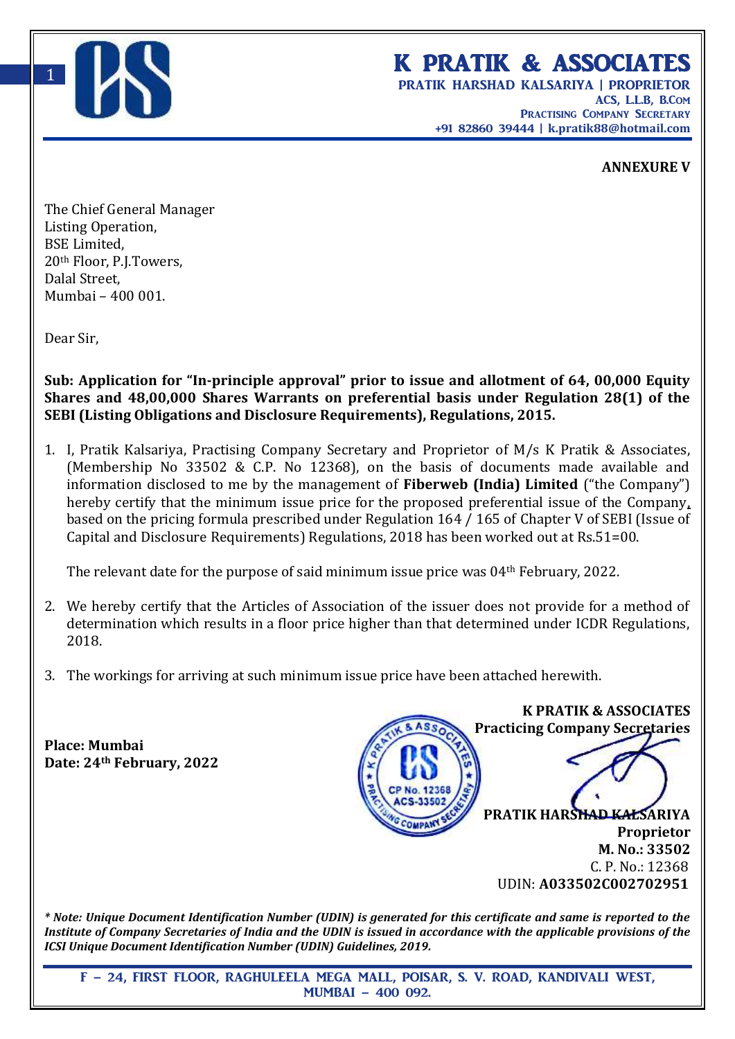# K PRATIK & ASSOCIATES

**PRATIK HARSHAD KALSARIYA | PROPRIETOR**
**ACS, L.L.B, B.COM**
**PRACTISING COMPANY SECRETARY**
**+91 82860 39444 | k.pratik88@hotmail.com**

**ANNEXURE V**

The Chief General Manager
Listing Operation,
BSE Limited,
20th Floor, P.J.Towers,
Dalal Street,
Mumbai – 400 001.

Dear Sir,

**Sub: Application for "In-principle approval" prior to issue and allotment of 64, 00,000 Equity Shares and 48,00,000 Shares Warrants on preferential basis under Regulation 28(1) of the SEBI (Listing Obligations and Disclosure Requirements), Regulations, 2015.**

1. I, Pratik Kalsariya, Practising Company Secretary and Proprietor of M/s K Pratik & Associates, (Membership No 33502 & C.P. No 12368), on the basis of documents made available and information disclosed to me by the management of **Fiberweb (India) Limited** ("the Company") hereby certify that the minimum issue price for the proposed preferential issue of the Company, based on the pricing formula prescribed under Regulation 164 / 165 of Chapter V of SEBI (Issue of Capital and Disclosure Requirements) Regulations, 2018 has been worked out at Rs.51=00.

   The relevant date for the purpose of said minimum issue price was 04th February, 2022.

2. We hereby certify that the Articles of Association of the issuer does not provide for a method of determination which results in a floor price higher than that determined under ICDR Regulations, 2018.

3. The workings for arriving at such minimum issue price have been attached herewith.

**Place: Mumbai**
**Date: 24th February, 2022**

**K PRATIK & ASSOCIATES**
**Practicing Company Secretaries**

**PRATIK HARSHAD KALSARIYA**
**Proprietor**
**M. No.: 33502**
C. P. No.: 12368
UDIN: **A033502C002702951**

***\* Note: Unique Document Identification Number (UDIN) is generated for this certificate and same is reported to the Institute of Company Secretaries of India and the UDIN is issued in accordance with the applicable provisions of the ICSI Unique Document Identification Number (UDIN) Guidelines, 2019.***

F – 24, FIRST FLOOR, RAGHULEELA MEGA MALL, POISAR, S. V. ROAD, KANDIVALI WEST, MUMBAI – 400 092.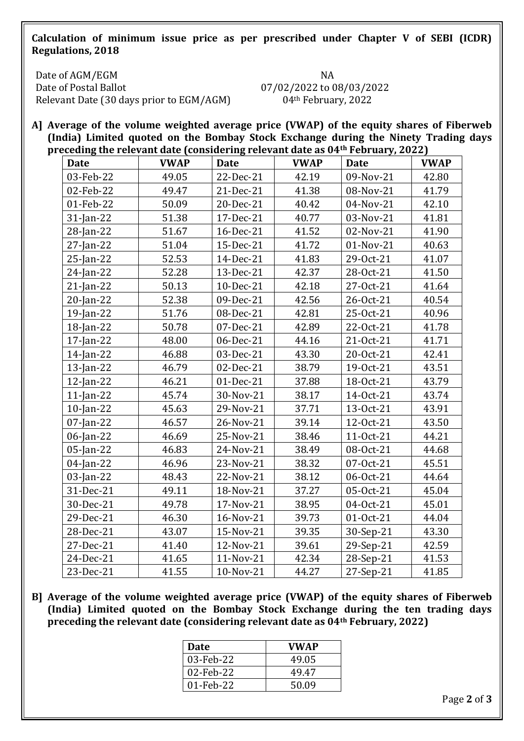**Calculation of minimum issue price as per prescribed under Chapter V of SEBI (ICDR) Regulations, 2018**

Date of AGM/EGM NA
Date of Postal Ballot 07/02/2022 to 08/03/2022
Relevant Date (30 days prior to EGM/AGM) 04th February, 2022

**A] Average of the volume weighted average price (VWAP) of the equity shares of Fiberweb (India) Limited quoted on the Bombay Stock Exchange during the Ninety Trading days preceding the relevant date (considering relevant date as 04th February, 2022)**

| Date | VWAP | Date | VWAP | Date | VWAP |
|---|---|---|---|---|---|
| 03-Feb-22 | 49.05 | 22-Dec-21 | 42.19 | 09-Nov-21 | 42.80 |
| 02-Feb-22 | 49.47 | 21-Dec-21 | 41.38 | 08-Nov-21 | 41.79 |
| 01-Feb-22 | 50.09 | 20-Dec-21 | 40.42 | 04-Nov-21 | 42.10 |
| 31-Jan-22 | 51.38 | 17-Dec-21 | 40.77 | 03-Nov-21 | 41.81 |
| 28-Jan-22 | 51.67 | 16-Dec-21 | 41.52 | 02-Nov-21 | 41.90 |
| 27-Jan-22 | 51.04 | 15-Dec-21 | 41.72 | 01-Nov-21 | 40.63 |
| 25-Jan-22 | 52.53 | 14-Dec-21 | 41.83 | 29-Oct-21 | 41.07 |
| 24-Jan-22 | 52.28 | 13-Dec-21 | 42.37 | 28-Oct-21 | 41.50 |
| 21-Jan-22 | 50.13 | 10-Dec-21 | 42.18 | 27-Oct-21 | 41.64 |
| 20-Jan-22 | 52.38 | 09-Dec-21 | 42.56 | 26-Oct-21 | 40.54 |
| 19-Jan-22 | 51.76 | 08-Dec-21 | 42.81 | 25-Oct-21 | 40.96 |
| 18-Jan-22 | 50.78 | 07-Dec-21 | 42.89 | 22-Oct-21 | 41.78 |
| 17-Jan-22 | 48.00 | 06-Dec-21 | 44.16 | 21-Oct-21 | 41.71 |
| 14-Jan-22 | 46.88 | 03-Dec-21 | 43.30 | 20-Oct-21 | 42.41 |
| 13-Jan-22 | 46.79 | 02-Dec-21 | 38.79 | 19-Oct-21 | 43.51 |
| 12-Jan-22 | 46.21 | 01-Dec-21 | 37.88 | 18-Oct-21 | 43.79 |
| 11-Jan-22 | 45.74 | 30-Nov-21 | 38.17 | 14-Oct-21 | 43.74 |
| 10-Jan-22 | 45.63 | 29-Nov-21 | 37.71 | 13-Oct-21 | 43.91 |
| 07-Jan-22 | 46.57 | 26-Nov-21 | 39.14 | 12-Oct-21 | 43.50 |
| 06-Jan-22 | 46.69 | 25-Nov-21 | 38.46 | 11-Oct-21 | 44.21 |
| 05-Jan-22 | 46.83 | 24-Nov-21 | 38.49 | 08-Oct-21 | 44.68 |
| 04-Jan-22 | 46.96 | 23-Nov-21 | 38.32 | 07-Oct-21 | 45.51 |
| 03-Jan-22 | 48.43 | 22-Nov-21 | 38.12 | 06-Oct-21 | 44.64 |
| 31-Dec-21 | 49.11 | 18-Nov-21 | 37.27 | 05-Oct-21 | 45.04 |
| 30-Dec-21 | 49.78 | 17-Nov-21 | 38.95 | 04-Oct-21 | 45.01 |
| 29-Dec-21 | 46.30 | 16-Nov-21 | 39.73 | 01-Oct-21 | 44.04 |
| 28-Dec-21 | 43.07 | 15-Nov-21 | 39.35 | 30-Sep-21 | 43.30 |
| 27-Dec-21 | 41.40 | 12-Nov-21 | 39.61 | 29-Sep-21 | 42.59 |
| 24-Dec-21 | 41.65 | 11-Nov-21 | 42.34 | 28-Sep-21 | 41.53 |
| 23-Dec-21 | 41.55 | 10-Nov-21 | 44.27 | 27-Sep-21 | 41.85 |

**B] Average of the volume weighted average price (VWAP) of the equity shares of Fiberweb (India) Limited quoted on the Bombay Stock Exchange during the ten trading days preceding the relevant date (considering relevant date as 04th February, 2022)**

| Date | VWAP |
|---|---|
| 03-Feb-22 | 49.05 |
| 02-Feb-22 | 49.47 |
| 01-Feb-22 | 50.09 |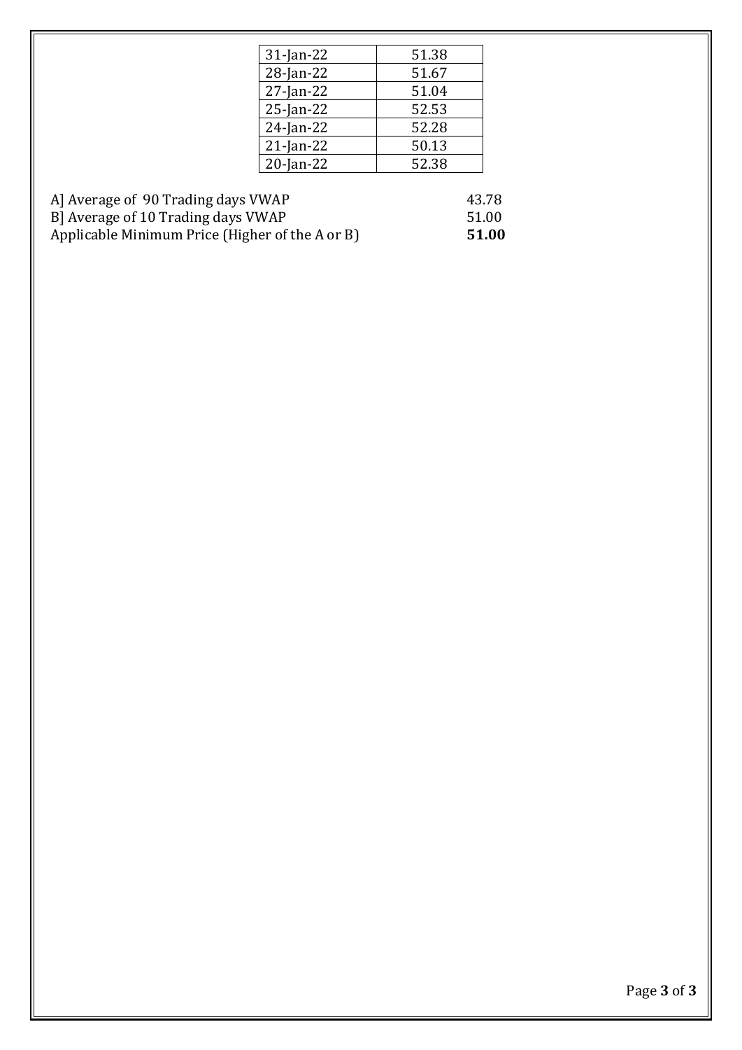| | |
|---|---|
| 31-Jan-22 | 51.38 |
| 28-Jan-22 | 51.67 |
| 27-Jan-22 | 51.04 |
| 25-Jan-22 | 52.53 |
| 24-Jan-22 | 52.28 |
| 21-Jan-22 | 50.13 |
| 20-Jan-22 | 52.38 |

| | |
|---|---|
| A] Average of 90 Trading days VWAP | 43.78 |
| B] Average of 10 Trading days VWAP | 51.00 |
| Applicable Minimum Price (Higher of the A or B) | **51.00** |